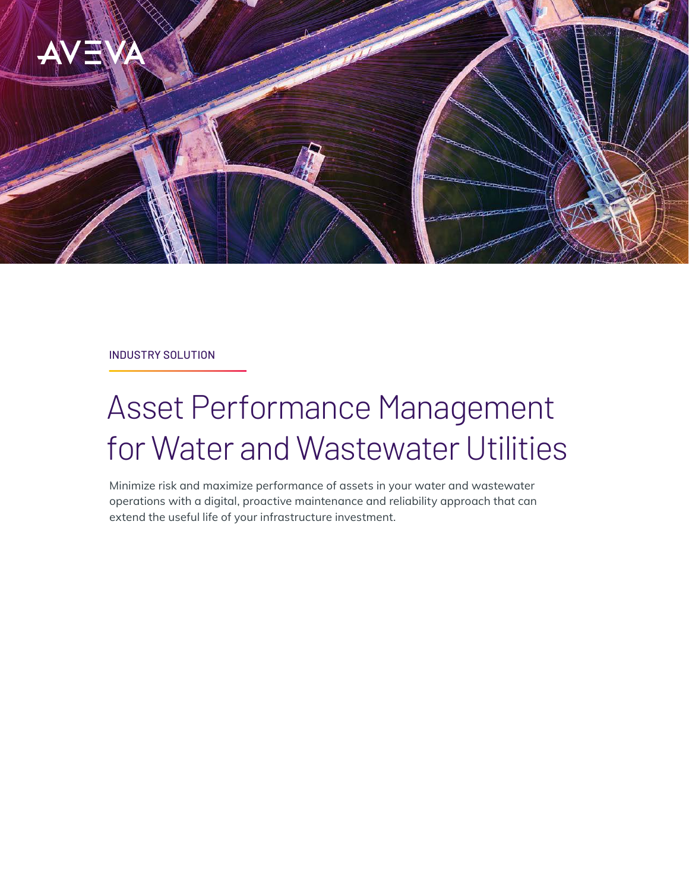AVEVA

INDUSTRY SOLUTION

# Asset Performance Management for Water and Wastewater Utilities

Minimize risk and maximize performance of assets in your water and wastewater operations with a digital, proactive maintenance and reliability approach that can extend the useful life of your infrastructure investment.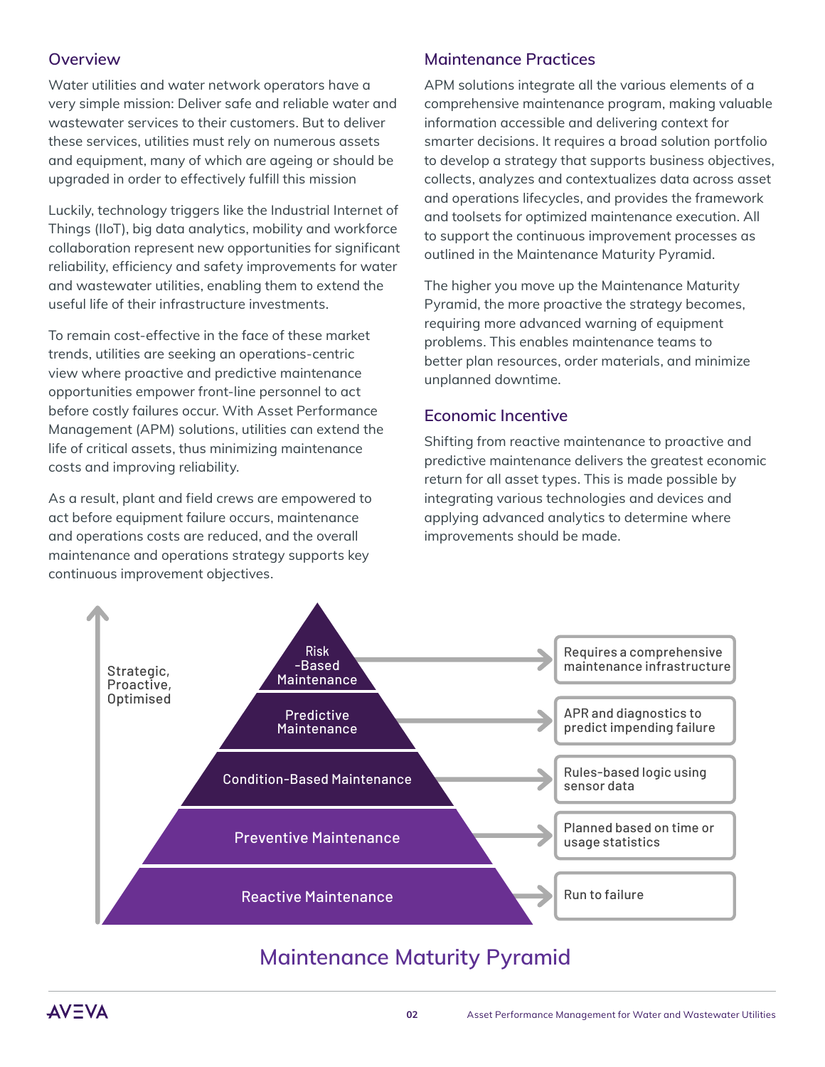## Overview

Water utilities and water network operators have a very simple mission: Deliver safe and reliable water and wastewater services to their customers. But to deliver these services, utilities must rely on numerous assets and equipment, many of which are ageing or should be upgraded in order to effectively fulfill this mission

Luckily, technology triggers like the Industrial Internet of Things (IIoT), big data analytics, mobility and workforce collaboration represent new opportunities for significant reliability, efficiency and safety improvements for water and wastewater utilities, enabling them to extend the useful life of their infrastructure investments.

To remain cost-effective in the face of these market trends, utilities are seeking an operations-centric view where proactive and predictive maintenance opportunities empower front-line personnel to act before costly failures occur. With Asset Performance Management (APM) solutions, utilities can extend the life of critical assets, thus minimizing maintenance costs and improving reliability.

As a result, plant and field crews are empowered to act before equipment failure occurs, maintenance and operations costs are reduced, and the overall maintenance and operations strategy supports key continuous improvement objectives.

## Maintenance Practices

APM solutions integrate all the various elements of a comprehensive maintenance program, making valuable information accessible and delivering context for smarter decisions. It requires a broad solution portfolio to develop a strategy that supports business objectives, collects, analyzes and contextualizes data across asset and operations lifecycles, and provides the framework and toolsets for optimized maintenance execution. All to support the continuous improvement processes as outlined in the Maintenance Maturity Pyramid.

The higher you move up the Maintenance Maturity Pyramid, the more proactive the strategy becomes, requiring more advanced warning of equipment problems. This enables maintenance teams to better plan resources, order materials, and minimize unplanned downtime.

## Economic Incentive

Shifting from reactive maintenance to proactive and predictive maintenance delivers the greatest economic return for all asset types. This is made possible by integrating various technologies and devices and applying advanced analytics to determine where improvements should be made.

Strategic, Proactive, Optimised

Risk-Based Maintenance
Requires a comprehensive maintenance infrastructure

Predictive Maintenance
APR and diagnostics to predict impending failure

Condition-Based Maintenance
Rules-based logic using sensor data

Preventive Maintenance
Planned based on time or usage statistics

Reactive Maintenance
Run to failure

Maintenance Maturity Pyramid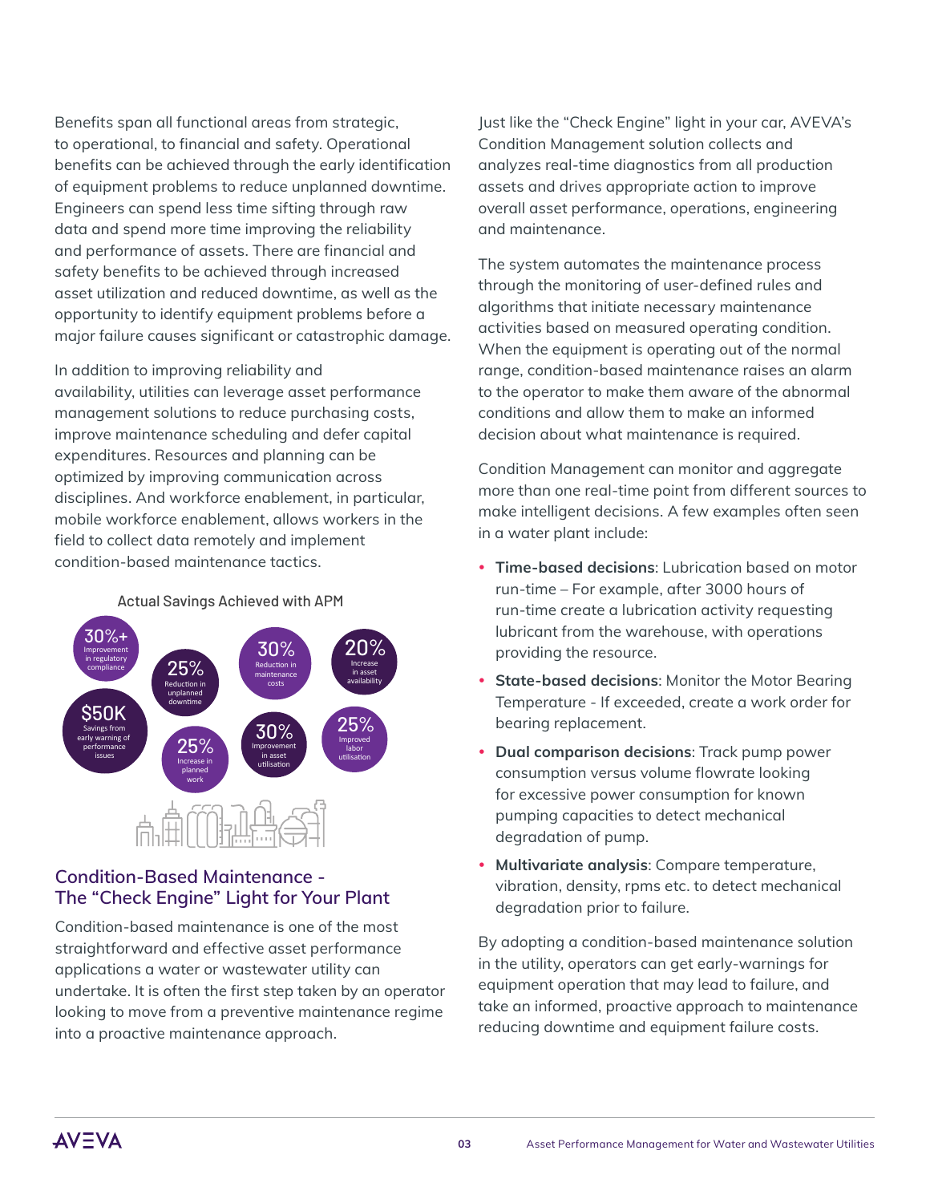Benefits span all functional areas from strategic, to operational, to financial and safety. Operational benefits can be achieved through the early identification of equipment problems to reduce unplanned downtime. Engineers can spend less time sifting through raw data and spend more time improving the reliability and performance of assets. There are financial and safety benefits to be achieved through increased asset utilization and reduced downtime, as well as the opportunity to identify equipment problems before a major failure causes significant or catastrophic damage.

In addition to improving reliability and availability, utilities can leverage asset performance management solutions to reduce purchasing costs, improve maintenance scheduling and defer capital expenditures. Resources and planning can be optimized by improving communication across disciplines. And workforce enablement, in particular, mobile workforce enablement, allows workers in the field to collect data remotely and implement condition-based maintenance tactics.

Actual Savings Achieved with APM

30%+ Improvement in regulatory compliance

25% Reduction in unplanned downtime

30% Reduction in maintenance costs

20% Increase in asset availability

$50K Savings from early warning of performance issues

25% Increase in planned work

30% Improvement in asset utilisation

25% Improved labor utilisation

## Condition-Based Maintenance - The "Check Engine" Light for Your Plant

Condition-based maintenance is one of the most straightforward and effective asset performance applications a water or wastewater utility can undertake. It is often the first step taken by an operator looking to move from a preventive maintenance regime into a proactive maintenance approach.

Just like the "Check Engine" light in your car, AVEVA's Condition Management solution collects and analyzes real-time diagnostics from all production assets and drives appropriate action to improve overall asset performance, operations, engineering and maintenance.

The system automates the maintenance process through the monitoring of user-defined rules and algorithms that initiate necessary maintenance activities based on measured operating condition. When the equipment is operating out of the normal range, condition-based maintenance raises an alarm to the operator to make them aware of the abnormal conditions and allow them to make an informed decision about what maintenance is required.

Condition Management can monitor and aggregate more than one real-time point from different sources to make intelligent decisions. A few examples often seen in a water plant include:

- **Time-based decisions**: Lubrication based on motor run-time – For example, after 3000 hours of run-time create a lubrication activity requesting lubricant from the warehouse, with operations providing the resource.
- **State-based decisions**: Monitor the Motor Bearing Temperature - If exceeded, create a work order for bearing replacement.
- **Dual comparison decisions**: Track pump power consumption versus volume flowrate looking for excessive power consumption for known pumping capacities to detect mechanical degradation of pump.
- **Multivariate analysis**: Compare temperature, vibration, density, rpms etc. to detect mechanical degradation prior to failure.

By adopting a condition-based maintenance solution in the utility, operators can get early-warnings for equipment operation that may lead to failure, and take an informed, proactive approach to maintenance reducing downtime and equipment failure costs.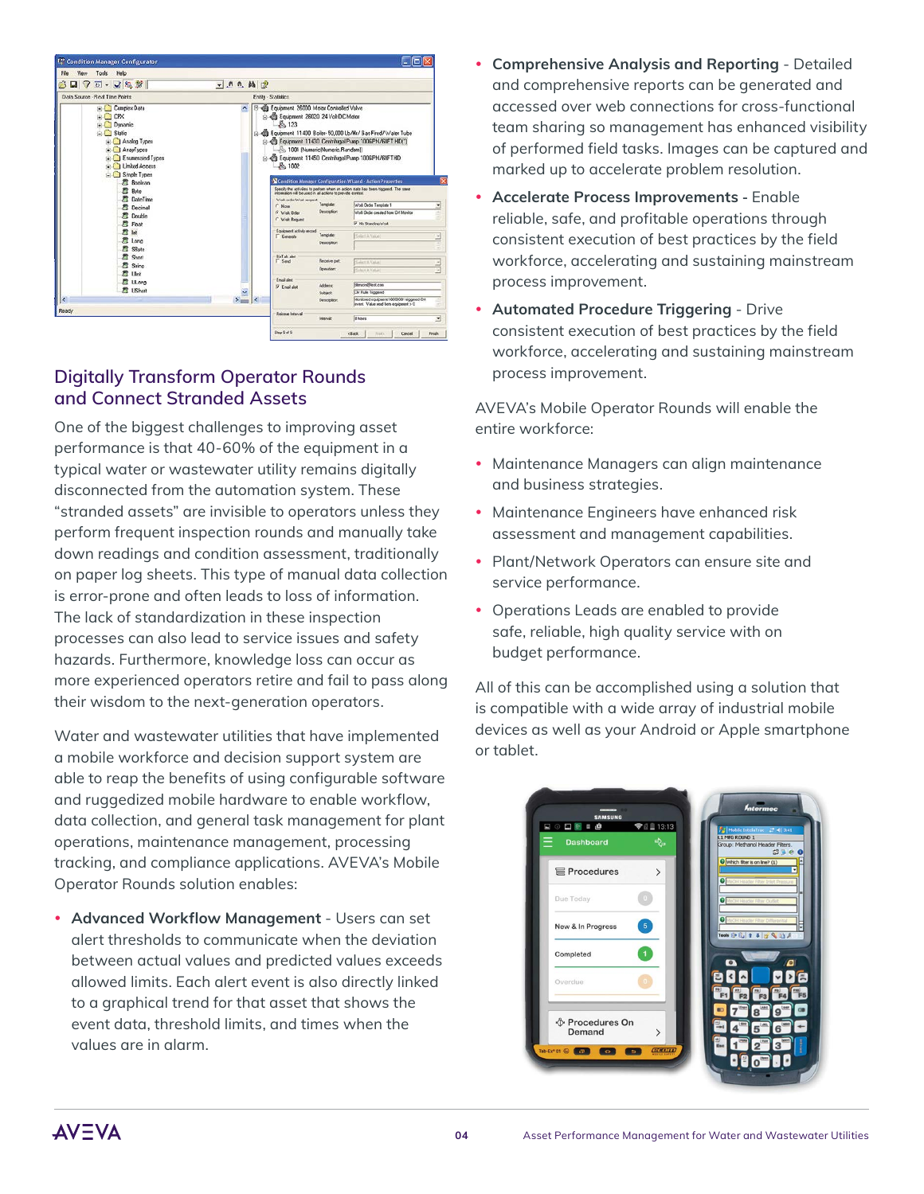## Digitally Transform Operator Rounds and Connect Stranded Assets

One of the biggest challenges to improving asset performance is that 40-60% of the equipment in a typical water or wastewater utility remains digitally disconnected from the automation system. These “stranded assets” are invisible to operators unless they perform frequent inspection rounds and manually take down readings and condition assessment, traditionally on paper log sheets. This type of manual data collection is error-prone and often leads to loss of information. The lack of standardization in these inspection processes can also lead to service issues and safety hazards. Furthermore, knowledge loss can occur as more experienced operators retire and fail to pass along their wisdom to the next-generation operators.

Water and wastewater utilities that have implemented a mobile workforce and decision support system are able to reap the benefits of using configurable software and ruggedized mobile hardware to enable workflow, data collection, and general task management for plant operations, maintenance management, processing tracking, and compliance applications. AVEVA’s Mobile Operator Rounds solution enables:

- **Advanced Workflow Management** - Users can set alert thresholds to communicate when the deviation between actual values and predicted values exceeds allowed limits. Each alert event is also directly linked to a graphical trend for that asset that shows the event data, threshold limits, and times when the values are in alarm.
- **Comprehensive Analysis and Reporting** - Detailed and comprehensive reports can be generated and accessed over web connections for cross-functional team sharing so management has enhanced visibility of performed field tasks. Images can be captured and marked up to accelerate problem resolution.
- **Accelerate Process Improvements** - Enable reliable, safe, and profitable operations through consistent execution of best practices by the field workforce, accelerating and sustaining mainstream process improvement.
- **Automated Procedure Triggering** - Drive consistent execution of best practices by the field workforce, accelerating and sustaining mainstream process improvement.

AVEVA’s Mobile Operator Rounds will enable the entire workforce:

- Maintenance Managers can align maintenance and business strategies.
- Maintenance Engineers have enhanced risk assessment and management capabilities.
- Plant/Network Operators can ensure site and service performance.
- Operations Leads are enabled to provide safe, reliable, high quality service with on budget performance.

All of this can be accomplished using a solution that is compatible with a wide array of industrial mobile devices as well as your Android or Apple smartphone or tablet.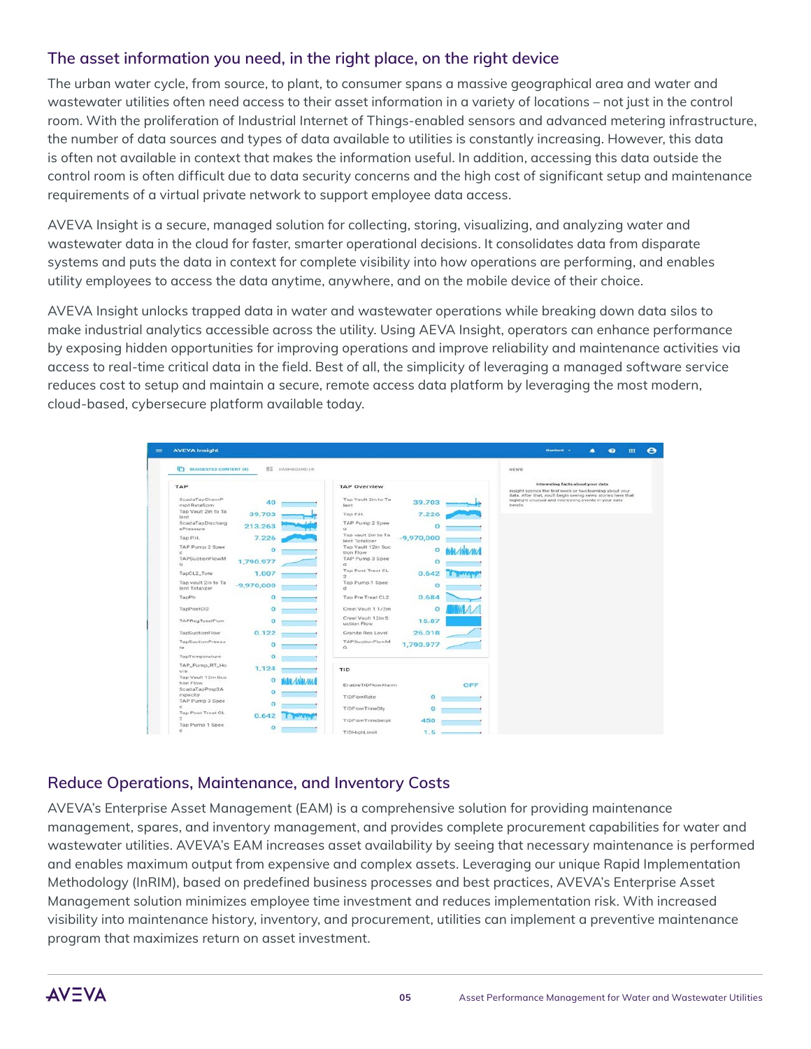## The asset information you need, in the right place, on the right device

The urban water cycle, from source, to plant, to consumer spans a massive geographical area and water and wastewater utilities often need access to their asset information in a variety of locations – not just in the control room. With the proliferation of Industrial Internet of Things-enabled sensors and advanced metering infrastructure, the number of data sources and types of data available to utilities is constantly increasing. However, this data is often not available in context that makes the information useful. In addition, accessing this data outside the control room is often difficult due to data security concerns and the high cost of significant setup and maintenance requirements of a virtual private network to support employee data access.

AVEVA Insight is a secure, managed solution for collecting, storing, visualizing, and analyzing water and wastewater data in the cloud for faster, smarter operational decisions. It consolidates data from disparate systems and puts the data in context for complete visibility into how operations are performing, and enables utility employees to access the data anytime, anywhere, and on the mobile device of their choice.

AVEVA Insight unlocks trapped data in water and wastewater operations while breaking down data silos to make industrial analytics accessible across the utility. Using AEVA Insight, operators can enhance performance by exposing hidden opportunities for improving operations and improve reliability and maintenance activities via access to real-time critical data in the field. Best of all, the simplicity of leveraging a managed software service reduces cost to setup and maintain a secure, remote access data platform by leveraging the most modern, cloud-based, cybersecure platform available today.

## Reduce Operations, Maintenance, and Inventory Costs

AVEVA's Enterprise Asset Management (EAM) is a comprehensive solution for providing maintenance management, spares, and inventory management, and provides complete procurement capabilities for water and wastewater utilities. AVEVA's EAM increases asset availability by seeing that necessary maintenance is performed and enables maximum output from expensive and complex assets. Leveraging our unique Rapid Implementation Methodology (InRIM), based on predefined business processes and best practices, AVEVA's Enterprise Asset Management solution minimizes employee time investment and reduces implementation risk. With increased visibility into maintenance history, inventory, and procurement, utilities can implement a preventive maintenance program that maximizes return on asset investment.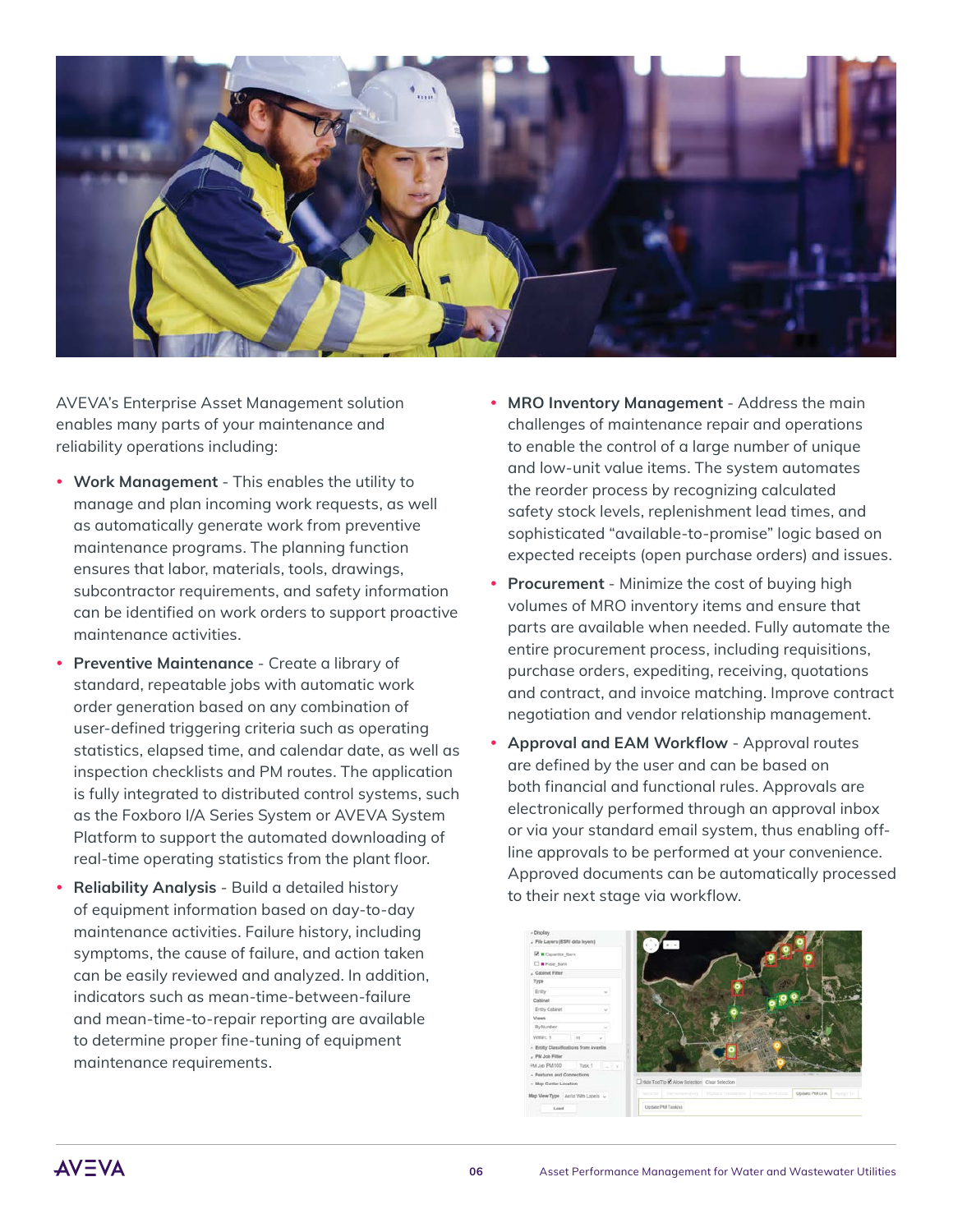AVEVA's Enterprise Asset Management solution enables many parts of your maintenance and reliability operations including:

- **Work Management** - This enables the utility to manage and plan incoming work requests, as well as automatically generate work from preventive maintenance programs. The planning function ensures that labor, materials, tools, drawings, subcontractor requirements, and safety information can be identified on work orders to support proactive maintenance activities.
- **Preventive Maintenance** - Create a library of standard, repeatable jobs with automatic work order generation based on any combination of user-defined triggering criteria such as operating statistics, elapsed time, and calendar date, as well as inspection checklists and PM routes. The application is fully integrated to distributed control systems, such as the Foxboro I/A Series System or AVEVA System Platform to support the automated downloading of real-time operating statistics from the plant floor.
- **Reliability Analysis** - Build a detailed history of equipment information based on day-to-day maintenance activities. Failure history, including symptoms, the cause of failure, and action taken can be easily reviewed and analyzed. In addition, indicators such as mean-time-between-failure and mean-time-to-repair reporting are available to determine proper fine-tuning of equipment maintenance requirements.
- **MRO Inventory Management** - Address the main challenges of maintenance repair and operations to enable the control of a large number of unique and low-unit value items. The system automates the reorder process by recognizing calculated safety stock levels, replenishment lead times, and sophisticated "available-to-promise" logic based on expected receipts (open purchase orders) and issues.
- **Procurement** - Minimize the cost of buying high volumes of MRO inventory items and ensure that parts are available when needed. Fully automate the entire procurement process, including requisitions, purchase orders, expediting, receiving, quotations and contract, and invoice matching. Improve contract negotiation and vendor relationship management.
- **Approval and EAM Workflow** - Approval routes are defined by the user and can be based on both financial and functional rules. Approvals are electronically performed through an approval inbox or via your standard email system, thus enabling off-line approvals to be performed at your convenience. Approved documents can be automatically processed to their next stage via workflow.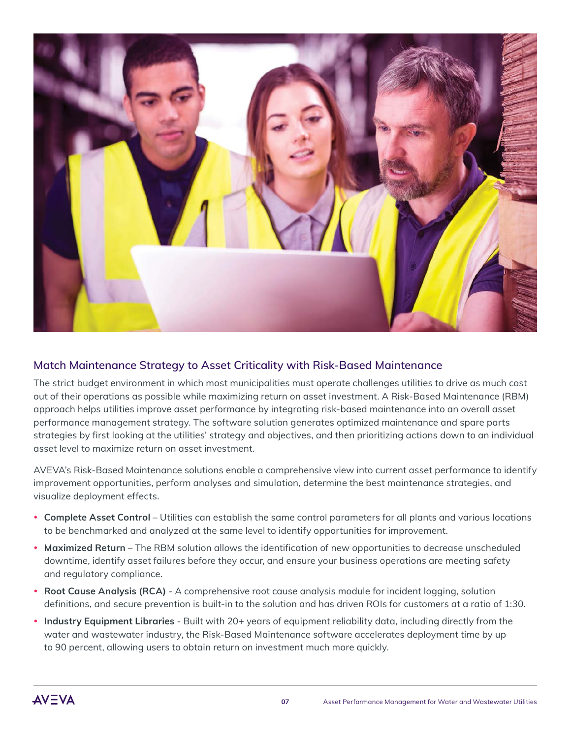## Match Maintenance Strategy to Asset Criticality with Risk-Based Maintenance

The strict budget environment in which most municipalities must operate challenges utilities to drive as much cost out of their operations as possible while maximizing return on asset investment. A Risk-Based Maintenance (RBM) approach helps utilities improve asset performance by integrating risk-based maintenance into an overall asset performance management strategy. The software solution generates optimized maintenance and spare parts strategies by first looking at the utilities' strategy and objectives, and then prioritizing actions down to an individual asset level to maximize return on asset investment.

AVEVA's Risk-Based Maintenance solutions enable a comprehensive view into current asset performance to identify improvement opportunities, perform analyses and simulation, determine the best maintenance strategies, and visualize deployment effects.

- **Complete Asset Control** – Utilities can establish the same control parameters for all plants and various locations to be benchmarked and analyzed at the same level to identify opportunities for improvement.
- **Maximized Return** – The RBM solution allows the identification of new opportunities to decrease unscheduled downtime, identify asset failures before they occur, and ensure your business operations are meeting safety and regulatory compliance.
- **Root Cause Analysis (RCA)** - A comprehensive root cause analysis module for incident logging, solution definitions, and secure prevention is built-in to the solution and has driven ROIs for customers at a ratio of 1:30.
- **Industry Equipment Libraries** - Built with 20+ years of equipment reliability data, including directly from the water and wastewater industry, the Risk-Based Maintenance software accelerates deployment time by up to 90 percent, allowing users to obtain return on investment much more quickly.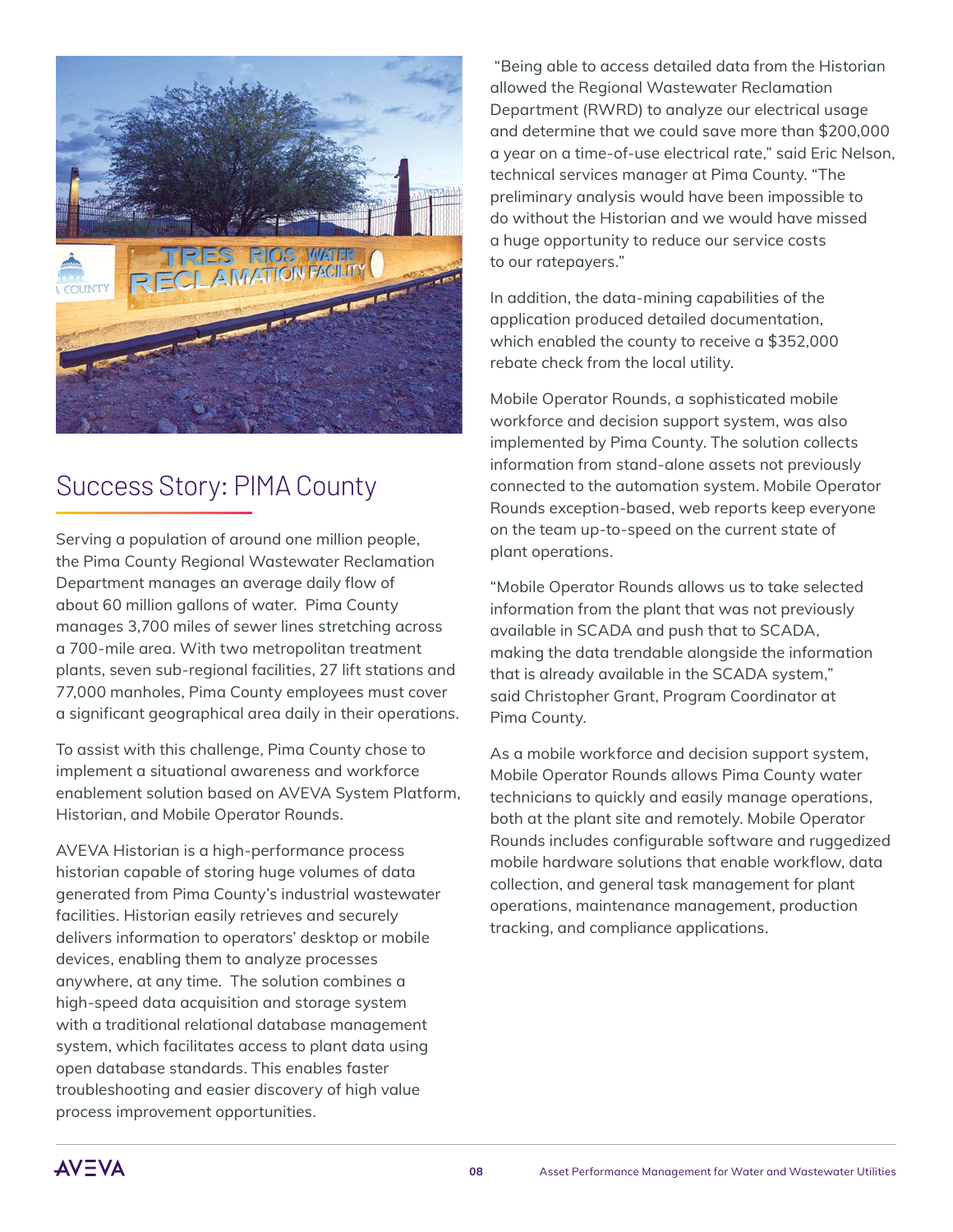## Success Story: PIMA County

Serving a population of around one million people, the Pima County Regional Wastewater Reclamation Department manages an average daily flow of about 60 million gallons of water. Pima County manages 3,700 miles of sewer lines stretching across a 700-mile area. With two metropolitan treatment plants, seven sub-regional facilities, 27 lift stations and 77,000 manholes, Pima County employees must cover a significant geographical area daily in their operations.

To assist with this challenge, Pima County chose to implement a situational awareness and workforce enablement solution based on AVEVA System Platform, Historian, and Mobile Operator Rounds.

AVEVA Historian is a high-performance process historian capable of storing huge volumes of data generated from Pima County's industrial wastewater facilities. Historian easily retrieves and securely delivers information to operators' desktop or mobile devices, enabling them to analyze processes anywhere, at any time. The solution combines a high-speed data acquisition and storage system with a traditional relational database management system, which facilitates access to plant data using open database standards. This enables faster troubleshooting and easier discovery of high value process improvement opportunities.

"Being able to access detailed data from the Historian allowed the Regional Wastewater Reclamation Department (RWRD) to analyze our electrical usage and determine that we could save more than $200,000 a year on a time-of-use electrical rate," said Eric Nelson, technical services manager at Pima County. "The preliminary analysis would have been impossible to do without the Historian and we would have missed a huge opportunity to reduce our service costs to our ratepayers."

In addition, the data-mining capabilities of the application produced detailed documentation, which enabled the county to receive a $352,000 rebate check from the local utility.

Mobile Operator Rounds, a sophisticated mobile workforce and decision support system, was also implemented by Pima County. The solution collects information from stand-alone assets not previously connected to the automation system. Mobile Operator Rounds exception-based, web reports keep everyone on the team up-to-speed on the current state of plant operations.

"Mobile Operator Rounds allows us to take selected information from the plant that was not previously available in SCADA and push that to SCADA, making the data trendable alongside the information that is already available in the SCADA system," said Christopher Grant, Program Coordinator at Pima County.

As a mobile workforce and decision support system, Mobile Operator Rounds allows Pima County water technicians to quickly and easily manage operations, both at the plant site and remotely. Mobile Operator Rounds includes configurable software and ruggedized mobile hardware solutions that enable workflow, data collection, and general task management for plant operations, maintenance management, production tracking, and compliance applications.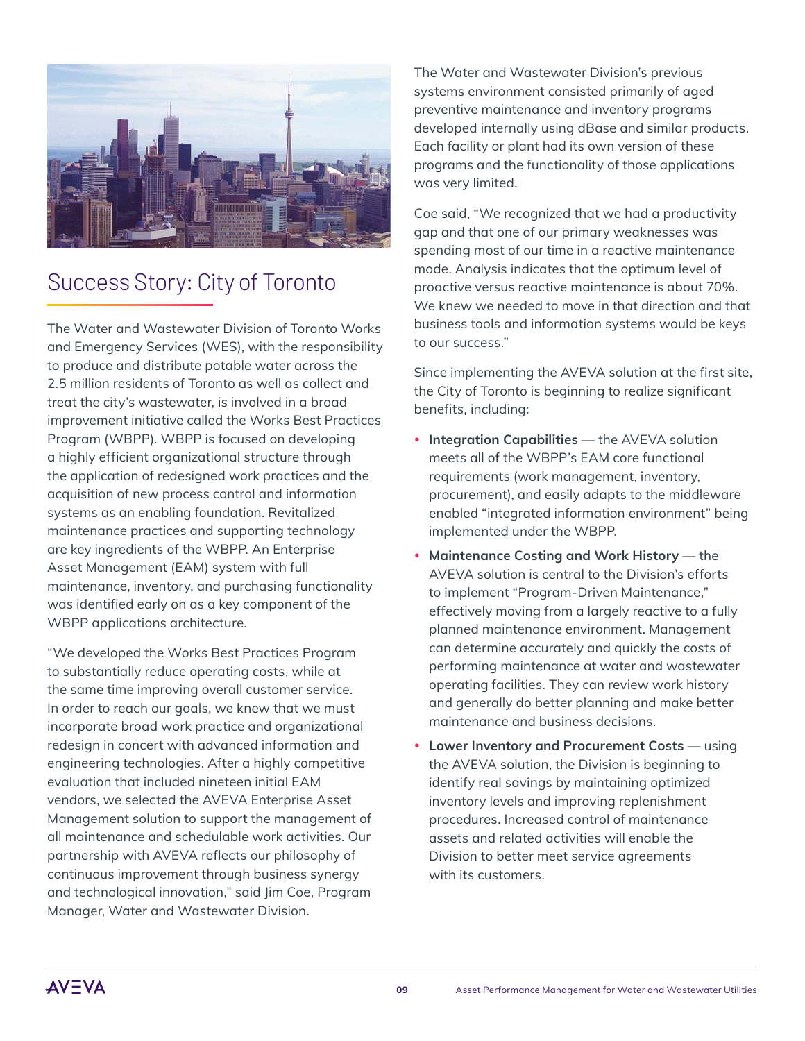## Success Story: City of Toronto

The Water and Wastewater Division of Toronto Works and Emergency Services (WES), with the responsibility to produce and distribute potable water across the 2.5 million residents of Toronto as well as collect and treat the city's wastewater, is involved in a broad improvement initiative called the Works Best Practices Program (WBPP). WBPP is focused on developing a highly efficient organizational structure through the application of redesigned work practices and the acquisition of new process control and information systems as an enabling foundation. Revitalized maintenance practices and supporting technology are key ingredients of the WBPP. An Enterprise Asset Management (EAM) system with full maintenance, inventory, and purchasing functionality was identified early on as a key component of the WBPP applications architecture.

"We developed the Works Best Practices Program to substantially reduce operating costs, while at the same time improving overall customer service. In order to reach our goals, we knew that we must incorporate broad work practice and organizational redesign in concert with advanced information and engineering technologies. After a highly competitive evaluation that included nineteen initial EAM vendors, we selected the AVEVA Enterprise Asset Management solution to support the management of all maintenance and schedulable work activities. Our partnership with AVEVA reflects our philosophy of continuous improvement through business synergy and technological innovation," said Jim Coe, Program Manager, Water and Wastewater Division.

The Water and Wastewater Division's previous systems environment consisted primarily of aged preventive maintenance and inventory programs developed internally using dBase and similar products. Each facility or plant had its own version of these programs and the functionality of those applications was very limited.

Coe said, "We recognized that we had a productivity gap and that one of our primary weaknesses was spending most of our time in a reactive maintenance mode. Analysis indicates that the optimum level of proactive versus reactive maintenance is about 70%. We knew we needed to move in that direction and that business tools and information systems would be keys to our success."

Since implementing the AVEVA solution at the first site, the City of Toronto is beginning to realize significant benefits, including:

- **Integration Capabilities** — the AVEVA solution meets all of the WBPP's EAM core functional requirements (work management, inventory, procurement), and easily adapts to the middleware enabled "integrated information environment" being implemented under the WBPP.
- **Maintenance Costing and Work History** — the AVEVA solution is central to the Division's efforts to implement "Program-Driven Maintenance," effectively moving from a largely reactive to a fully planned maintenance environment. Management can determine accurately and quickly the costs of performing maintenance at water and wastewater operating facilities. They can review work history and generally do better planning and make better maintenance and business decisions.
- **Lower Inventory and Procurement Costs** — using the AVEVA solution, the Division is beginning to identify real savings by maintaining optimized inventory levels and improving replenishment procedures. Increased control of maintenance assets and related activities will enable the Division to better meet service agreements with its customers.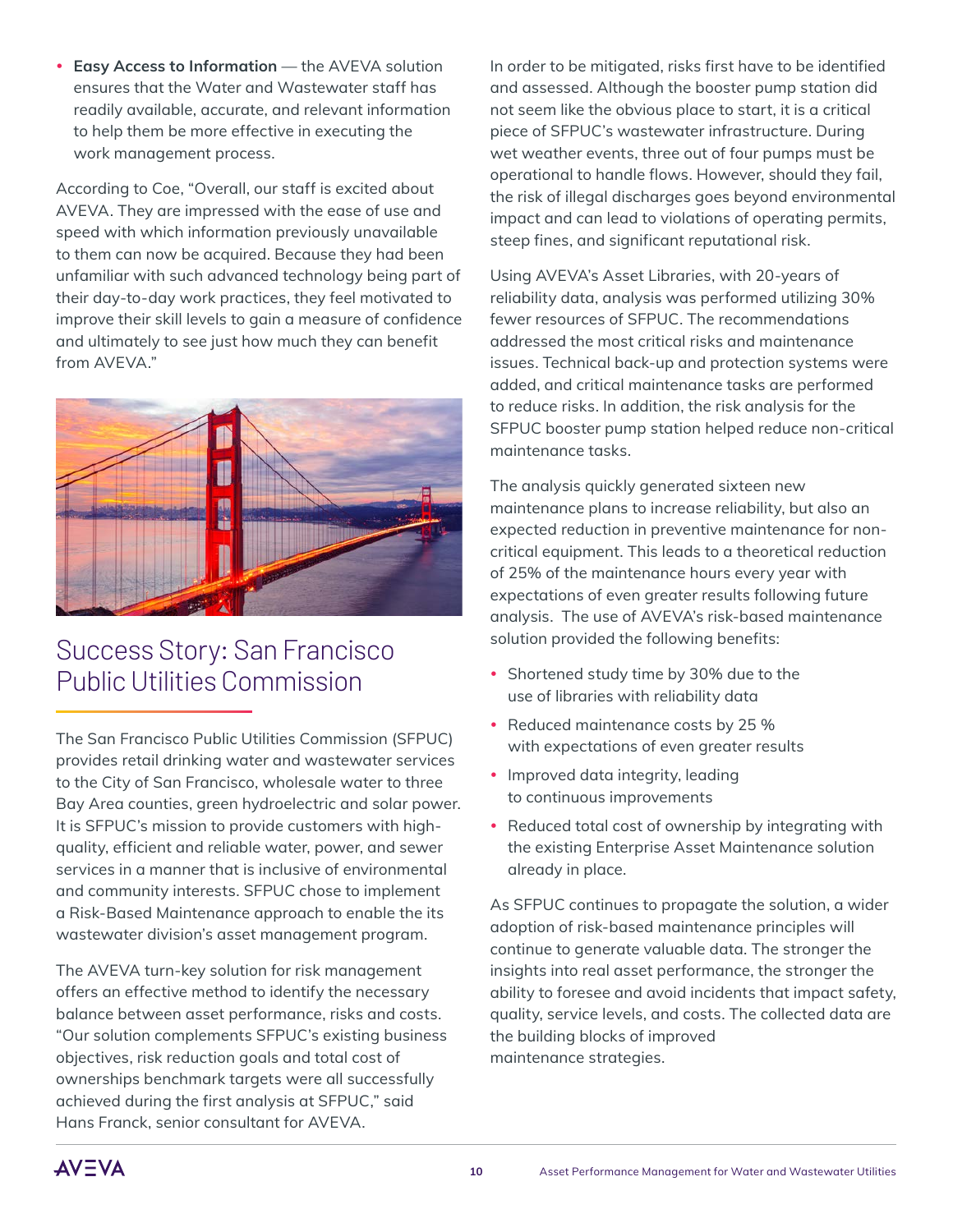- **Easy Access to Information** — the AVEVA solution ensures that the Water and Wastewater staff has readily available, accurate, and relevant information to help them be more effective in executing the work management process.

According to Coe, "Overall, our staff is excited about AVEVA. They are impressed with the ease of use and speed with which information previously unavailable to them can now be acquired. Because they had been unfamiliar with such advanced technology being part of their day-to-day work practices, they feel motivated to improve their skill levels to gain a measure of confidence and ultimately to see just how much they can benefit from AVEVA."

## Success Story: San Francisco Public Utilities Commission

The San Francisco Public Utilities Commission (SFPUC) provides retail drinking water and wastewater services to the City of San Francisco, wholesale water to three Bay Area counties, green hydroelectric and solar power. It is SFPUC's mission to provide customers with high-quality, efficient and reliable water, power, and sewer services in a manner that is inclusive of environmental and community interests. SFPUC chose to implement a Risk-Based Maintenance approach to enable the its wastewater division's asset management program.

The AVEVA turn-key solution for risk management offers an effective method to identify the necessary balance between asset performance, risks and costs. "Our solution complements SFPUC's existing business objectives, risk reduction goals and total cost of ownerships benchmark targets were all successfully achieved during the first analysis at SFPUC," said Hans Franck, senior consultant for AVEVA.

In order to be mitigated, risks first have to be identified and assessed. Although the booster pump station did not seem like the obvious place to start, it is a critical piece of SFPUC's wastewater infrastructure. During wet weather events, three out of four pumps must be operational to handle flows. However, should they fail, the risk of illegal discharges goes beyond environmental impact and can lead to violations of operating permits, steep fines, and significant reputational risk.

Using AVEVA's Asset Libraries, with 20-years of reliability data, analysis was performed utilizing 30% fewer resources of SFPUC. The recommendations addressed the most critical risks and maintenance issues. Technical back-up and protection systems were added, and critical maintenance tasks are performed to reduce risks. In addition, the risk analysis for the SFPUC booster pump station helped reduce non-critical maintenance tasks.

The analysis quickly generated sixteen new maintenance plans to increase reliability, but also an expected reduction in preventive maintenance for non-critical equipment. This leads to a theoretical reduction of 25% of the maintenance hours every year with expectations of even greater results following future analysis. The use of AVEVA's risk-based maintenance solution provided the following benefits:

- Shortened study time by 30% due to the use of libraries with reliability data
- Reduced maintenance costs by 25 % with expectations of even greater results
- Improved data integrity, leading to continuous improvements
- Reduced total cost of ownership by integrating with the existing Enterprise Asset Maintenance solution already in place.

As SFPUC continues to propagate the solution, a wider adoption of risk-based maintenance principles will continue to generate valuable data. The stronger the insights into real asset performance, the stronger the ability to foresee and avoid incidents that impact safety, quality, service levels, and costs. The collected data are the building blocks of improved maintenance strategies.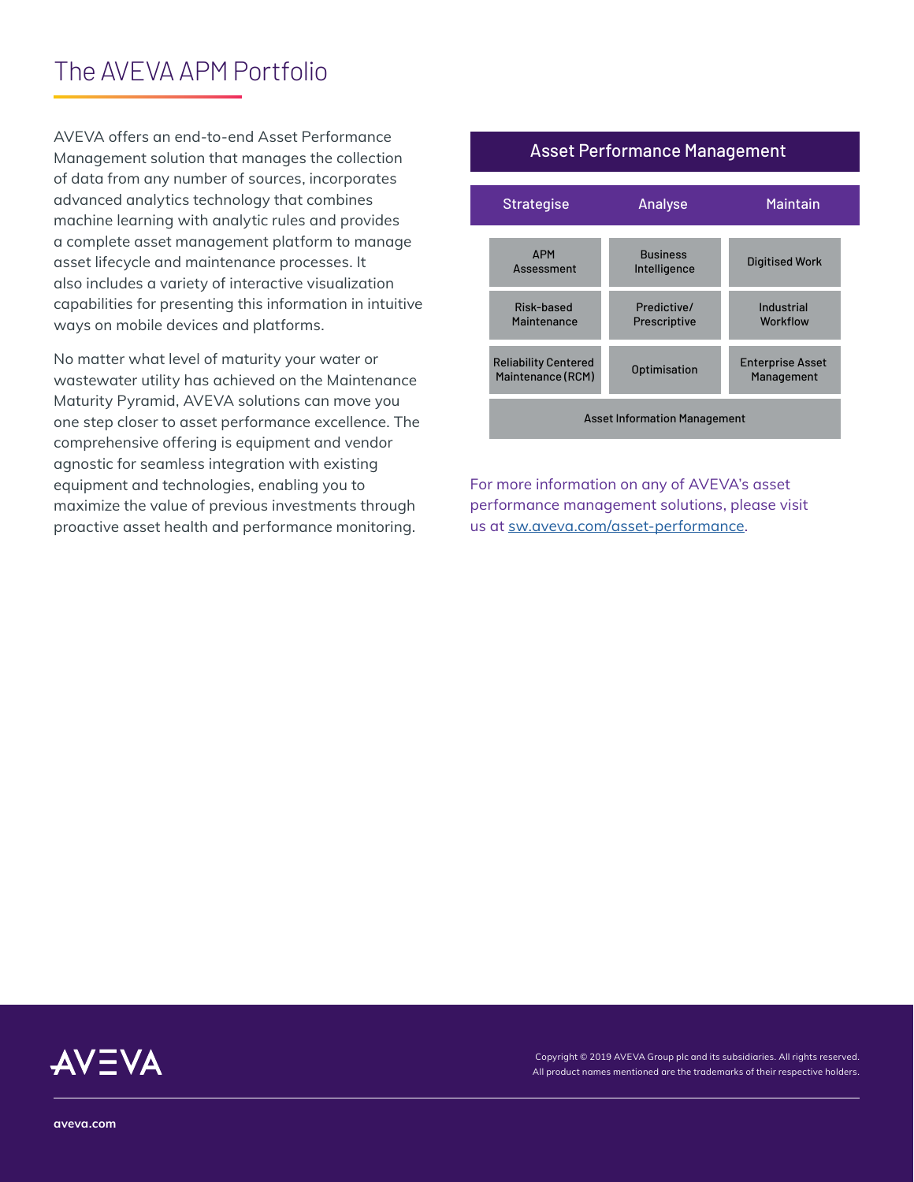# The AVEVA APM Portfolio

AVEVA offers an end-to-end Asset Performance Management solution that manages the collection of data from any number of sources, incorporates advanced analytics technology that combines machine learning with analytic rules and provides a complete asset management platform to manage asset lifecycle and maintenance processes. It also includes a variety of interactive visualization capabilities for presenting this information in intuitive ways on mobile devices and platforms.

No matter what level of maturity your water or wastewater utility has achieved on the Maintenance Maturity Pyramid, AVEVA solutions can move you one step closer to asset performance excellence. The comprehensive offering is equipment and vendor agnostic for seamless integration with existing equipment and technologies, enabling you to maximize the value of previous investments through proactive asset health and performance monitoring.

**Asset Performance Management**

| Strategise | Analyse | Maintain |
|---|---|---|
| APM Assessment | Business Intelligence | Digitised Work |
| Risk-based Maintenance | Predictive/ Prescriptive | Industrial Workflow |
| Reliability Centered Maintenance (RCM) | Optimisation | Enterprise Asset Management |
| Asset Information Management | | |

For more information on any of AVEVA's asset performance management solutions, please visit us at sw.aveva.com/asset-performance.

AVEVA

Copyright © 2019 AVEVA Group plc and its subsidiaries. All rights reserved.
All product names mentioned are the trademarks of their respective holders.

aveva.com